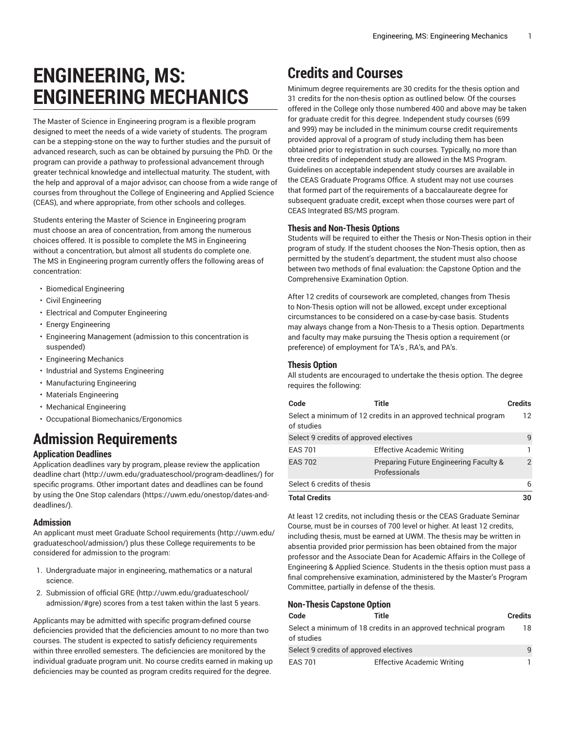# ENGINEERING, MS: ENGINEERING MECHANICS

The Master of Science in Engineering program is a flexible program designed to meet the needs of a wide variety of students. The program can be a stepping-stone on the way to further studies and the pursuit of advanced research, such as can be obtained by pursuing the PhD. Or the program can provide a pathway to professional advancement through greater technical knowledge and intellectual maturity. The student, with the help and approval of a major advisor, can choose from a wide range of courses from throughout the College of Engineering and Applied Science (CEAS), and where appropriate, from other schools and colleges.

Students entering the Master of Science in Engineering program must choose an area of concentration, from among the numerous choices offered. It is possible to complete the MS in Engineering without a concentration, but almost all students do complete one. The MS in Engineering program currently offers the following areas of concentration:

- Biomedical Engineering
- Civil Engineering
- Electrical and Computer Engineering
- Energy Engineering
- Engineering Management (admission to this concentration is suspended)
- Engineering Mechanics
- Industrial and Systems Engineering
- Manufacturing Engineering
- Materials Engineering
- Mechanical Engineering
- Occupational Biomechanics/Ergonomics

# Admission Requirements

### Application Deadlines

Application deadlines vary by program, please review the application deadline chart (http://uwm.edu/graduateschool/program-deadlines/) for specific programs. Other important dates and deadlines can be found by using the One Stop calendars (https://uwm.edu/onestop/dates-and-deadlines/).

### Admission

An applicant must meet Graduate School requirements (http://uwm.edu/graduateschool/admission/) plus these College requirements to be considered for admission to the program:

1. Undergraduate major in engineering, mathematics or a natural science.
2. Submission of official GRE (http://uwm.edu/graduateschool/admission/#gre) scores from a test taken within the last 5 years.

Applicants may be admitted with specific program-defined course deficiencies provided that the deficiencies amount to no more than two courses. The student is expected to satisfy deficiency requirements within three enrolled semesters. The deficiencies are monitored by the individual graduate program unit. No course credits earned in making up deficiencies may be counted as program credits required for the degree.

# Credits and Courses

Minimum degree requirements are 30 credits for the thesis option and 31 credits for the non-thesis option as outlined below. Of the courses offered in the College only those numbered 400 and above may be taken for graduate credit for this degree. Independent study courses (699 and 999) may be included in the minimum course credit requirements provided approval of a program of study including them has been obtained prior to registration in such courses. Typically, no more than three credits of independent study are allowed in the MS Program. Guidelines on acceptable independent study courses are available in the CEAS Graduate Programs Office. A student may not use courses that formed part of the requirements of a baccalaureate degree for subsequent graduate credit, except when those courses were part of CEAS Integrated BS/MS program.

### Thesis and Non-Thesis Options

Students will be required to either the Thesis or Non-Thesis option in their program of study. If the student chooses the Non-Thesis option, then as permitted by the student's department, the student must also choose between two methods of final evaluation: the Capstone Option and the Comprehensive Examination Option.

After 12 credits of coursework are completed, changes from Thesis to Non-Thesis option will not be allowed, except under exceptional circumstances to be considered on a case-by-case basis. Students may always change from a Non-Thesis to a Thesis option. Departments and faculty may make pursuing the Thesis option a requirement (or preference) of employment for TA's , RA's, and PA's.

### Thesis Option

All students are encouraged to undertake the thesis option. The degree requires the following:

| Code | Title | Credits |
|---|---|---|
| Select a minimum of 12 credits in an approved technical program of studies | | 12 |
| Select 9 credits of approved electives | | 9 |
| EAS 701 | Effective Academic Writing | 1 |
| EAS 702 | Preparing Future Engineering Faculty & Professionals | 2 |
| Select 6 credits of thesis | | 6 |
| **Total Credits** | | **30** |

At least 12 credits, not including thesis or the CEAS Graduate Seminar Course, must be in courses of 700 level or higher. At least 12 credits, including thesis, must be earned at UWM. The thesis may be written in absentia provided prior permission has been obtained from the major professor and the Associate Dean for Academic Affairs in the College of Engineering & Applied Science. Students in the thesis option must pass a final comprehensive examination, administered by the Master's Program Committee, partially in defense of the thesis.

### Non-Thesis Capstone Option

| Code | Title | Credits |
|---|---|---|
| Select a minimum of 18 credits in an approved technical program of studies | | 18 |
| Select 9 credits of approved electives | | 9 |
| EAS 701 | Effective Academic Writing | 1 |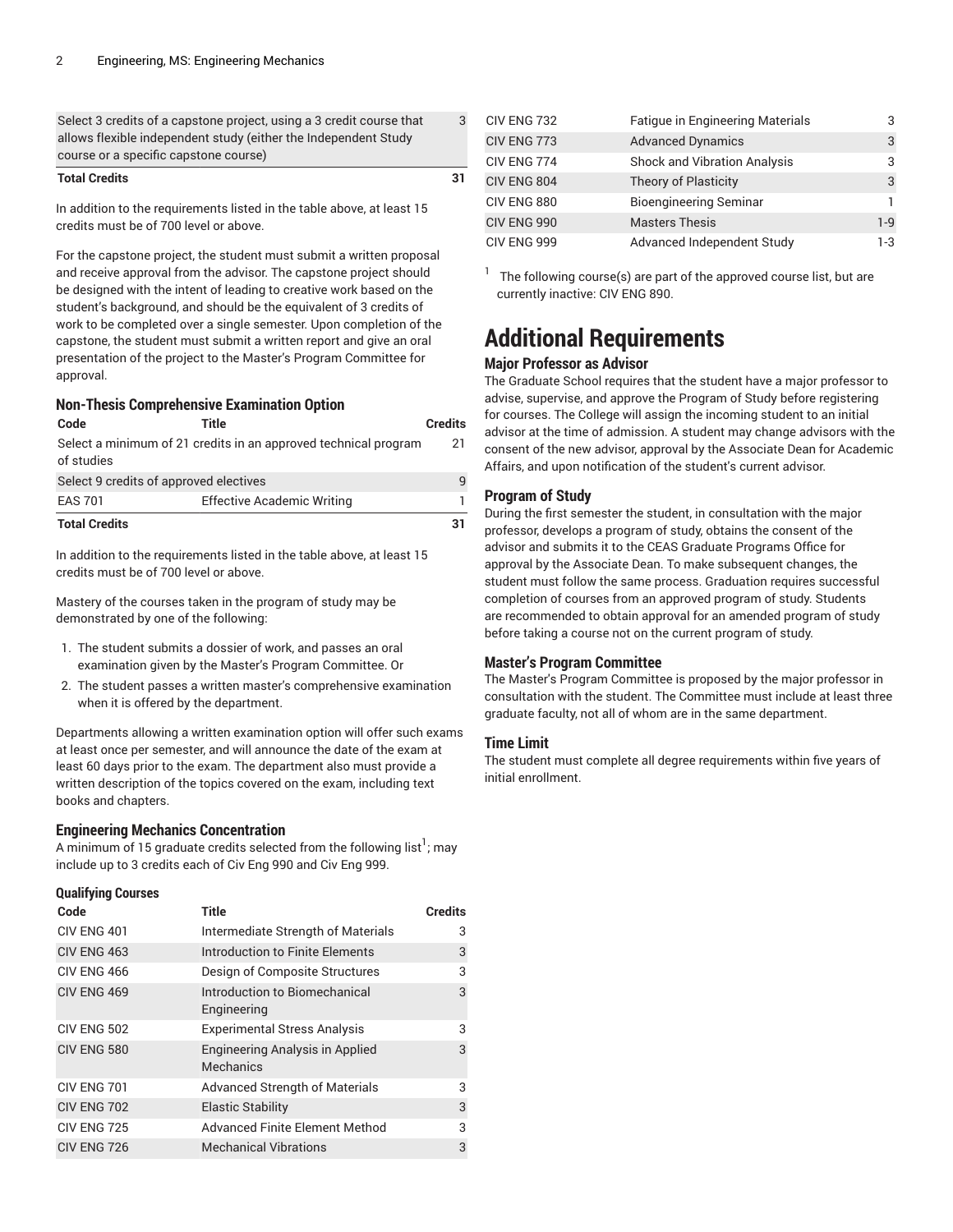| | | |
|---|---|---|
| Select 3 credits of a capstone project, using a 3 credit course that allows flexible independent study (either the Independent Study course or a specific capstone course) | | 3 |
| **Total Credits** | | **31** |

In addition to the requirements listed in the table above, at least 15 credits must be of 700 level or above.

For the capstone project, the student must submit a written proposal and receive approval from the advisor. The capstone project should be designed with the intent of leading to creative work based on the student's background, and should be the equivalent of 3 credits of work to be completed over a single semester. Upon completion of the capstone, the student must submit a written report and give an oral presentation of the project to the Master's Program Committee for approval.

### Non-Thesis Comprehensive Examination Option

| Code | Title | Credits |
|---|---|---|
| Select a minimum of 21 credits in an approved technical program of studies | | 21 |
| Select 9 credits of approved electives | | 9 |
| EAS 701 | Effective Academic Writing | 1 |
| **Total Credits** | | **31** |

In addition to the requirements listed in the table above, at least 15 credits must be of 700 level or above.

Mastery of the courses taken in the program of study may be demonstrated by one of the following:

1. The student submits a dossier of work, and passes an oral examination given by the Master's Program Committee. Or
2. The student passes a written master's comprehensive examination when it is offered by the department.

Departments allowing a written examination option will offer such exams at least once per semester, and will announce the date of the exam at least 60 days prior to the exam. The department also must provide a written description of the topics covered on the exam, including text books and chapters.

### Engineering Mechanics Concentration

A minimum of 15 graduate credits selected from the following list[1]; may include up to 3 credits each of Civ Eng 990 and Civ Eng 999.

#### Qualifying Courses

| Code | Title | Credits |
|---|---|---|
| CIV ENG 401 | Intermediate Strength of Materials | 3 |
| CIV ENG 463 | Introduction to Finite Elements | 3 |
| CIV ENG 466 | Design of Composite Structures | 3 |
| CIV ENG 469 | Introduction to Biomechanical Engineering | 3 |
| CIV ENG 502 | Experimental Stress Analysis | 3 |
| CIV ENG 580 | Engineering Analysis in Applied Mechanics | 3 |
| CIV ENG 701 | Advanced Strength of Materials | 3 |
| CIV ENG 702 | Elastic Stability | 3 |
| CIV ENG 725 | Advanced Finite Element Method | 3 |
| CIV ENG 726 | Mechanical Vibrations | 3 |
| CIV ENG 732 | Fatigue in Engineering Materials | 3 |
| CIV ENG 773 | Advanced Dynamics | 3 |
| CIV ENG 774 | Shock and Vibration Analysis | 3 |
| CIV ENG 804 | Theory of Plasticity | 3 |
| CIV ENG 880 | Bioengineering Seminar | 1 |
| CIV ENG 990 | Masters Thesis | 1-9 |
| CIV ENG 999 | Advanced Independent Study | 1-3 |

[1] The following course(s) are part of the approved course list, but are currently inactive: CIV ENG 890.

# Additional Requirements

### Major Professor as Advisor

The Graduate School requires that the student have a major professor to advise, supervise, and approve the Program of Study before registering for courses. The College will assign the incoming student to an initial advisor at the time of admission. A student may change advisors with the consent of the new advisor, approval by the Associate Dean for Academic Affairs, and upon notification of the student's current advisor.

### Program of Study

During the first semester the student, in consultation with the major professor, develops a program of study, obtains the consent of the advisor and submits it to the CEAS Graduate Programs Office for approval by the Associate Dean. To make subsequent changes, the student must follow the same process. Graduation requires successful completion of courses from an approved program of study. Students are recommended to obtain approval for an amended program of study before taking a course not on the current program of study.

### Master's Program Committee

The Master's Program Committee is proposed by the major professor in consultation with the student. The Committee must include at least three graduate faculty, not all of whom are in the same department.

### Time Limit

The student must complete all degree requirements within five years of initial enrollment.